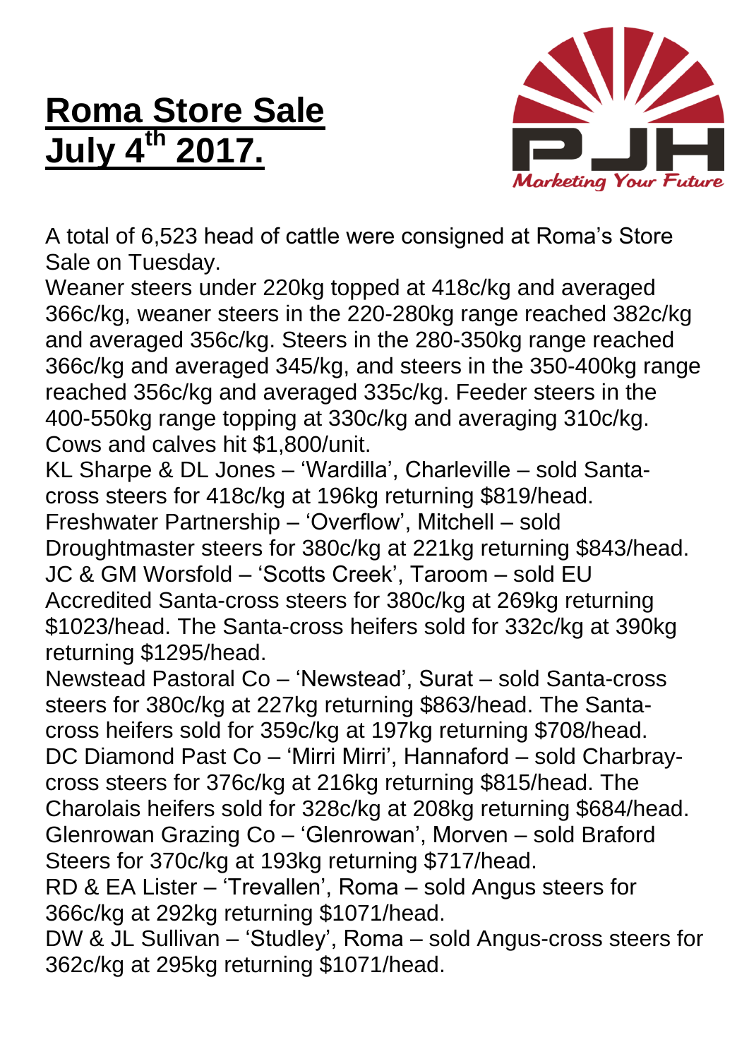# Roma Store Sale July 4th 2017.

A total of 6,523 head of cattle were consigned at Roma's Store Sale on Tuesday.

Weaner steers under 220kg topped at 418c/kg and averaged 366c/kg, weaner steers in the 220-280kg range reached 382c/kg and averaged 356c/kg. Steers in the 280-350kg range reached 366c/kg and averaged 345/kg, and steers in the 350-400kg range reached 356c/kg and averaged 335c/kg. Feeder steers in the 400-550kg range topping at 330c/kg and averaging 310c/kg. Cows and calves hit $1,800/unit.

KL Sharpe & DL Jones – 'Wardilla', Charleville – sold Santa-cross steers for 418c/kg at 196kg returning $819/head.

Freshwater Partnership – 'Overflow', Mitchell – sold Droughtmaster steers for 380c/kg at 221kg returning $843/head.

JC & GM Worsfold – 'Scotts Creek', Taroom – sold EU Accredited Santa-cross steers for 380c/kg at 269kg returning $1023/head. The Santa-cross heifers sold for 332c/kg at 390kg returning $1295/head.

Newstead Pastoral Co – 'Newstead', Surat – sold Santa-cross steers for 380c/kg at 227kg returning $863/head. The Santa-cross heifers sold for 359c/kg at 197kg returning $708/head.

DC Diamond Past Co – 'Mirri Mirri', Hannaford – sold Charbray-cross steers for 376c/kg at 216kg returning $815/head. The Charolais heifers sold for 328c/kg at 208kg returning $684/head.

Glenrowan Grazing Co – 'Glenrowan', Morven – sold Braford Steers for 370c/kg at 193kg returning $717/head.

RD & EA Lister – 'Trevallen', Roma – sold Angus steers for 366c/kg at 292kg returning $1071/head.

DW & JL Sullivan – 'Studley', Roma – sold Angus-cross steers for 362c/kg at 295kg returning $1071/head.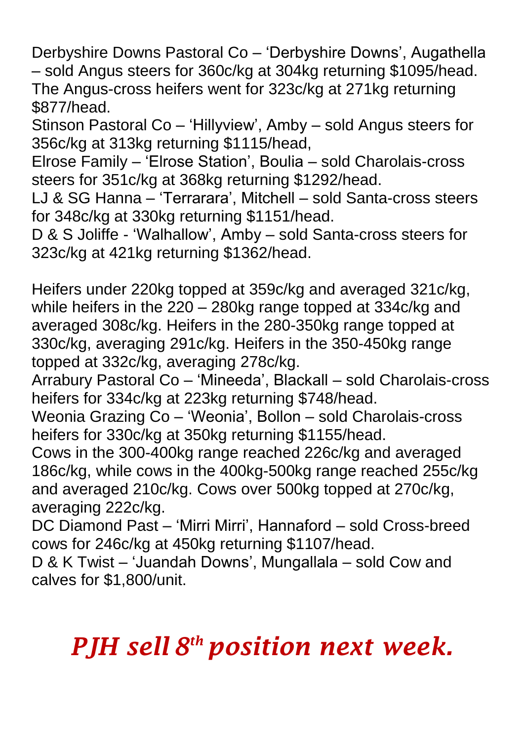Derbyshire Downs Pastoral Co – 'Derbyshire Downs', Augathella – sold Angus steers for 360c/kg at 304kg returning $1095/head. The Angus-cross heifers went for 323c/kg at 271kg returning $877/head.
Stinson Pastoral Co – 'Hillyview', Amby – sold Angus steers for 356c/kg at 313kg returning $1115/head,
Elrose Family – 'Elrose Station', Boulia – sold Charolais-cross steers for 351c/kg at 368kg returning $1292/head.
LJ & SG Hanna – 'Terrarara', Mitchell – sold Santa-cross steers for 348c/kg at 330kg returning $1151/head.
D & S Joliffe - 'Walhallow', Amby – sold Santa-cross steers for 323c/kg at 421kg returning $1362/head.

Heifers under 220kg topped at 359c/kg and averaged 321c/kg, while heifers in the 220 – 280kg range topped at 334c/kg and averaged 308c/kg. Heifers in the 280-350kg range topped at 330c/kg, averaging 291c/kg. Heifers in the 350-450kg range topped at 332c/kg, averaging 278c/kg.
Arrabury Pastoral Co – 'Mineeda', Blackall – sold Charolais-cross heifers for 334c/kg at 223kg returning $748/head.
Weonia Grazing Co – 'Weonia', Bollon – sold Charolais-cross heifers for 330c/kg at 350kg returning $1155/head.
Cows in the 300-400kg range reached 226c/kg and averaged 186c/kg, while cows in the 400kg-500kg range reached 255c/kg and averaged 210c/kg. Cows over 500kg topped at 270c/kg, averaging 222c/kg.
DC Diamond Past – 'Mirri Mirri', Hannaford – sold Cross-breed cows for 246c/kg at 450kg returning $1107/head.
D & K Twist – 'Juandah Downs', Mungallala – sold Cow and calves for $1,800/unit.

***PJH sell 8th position next week.***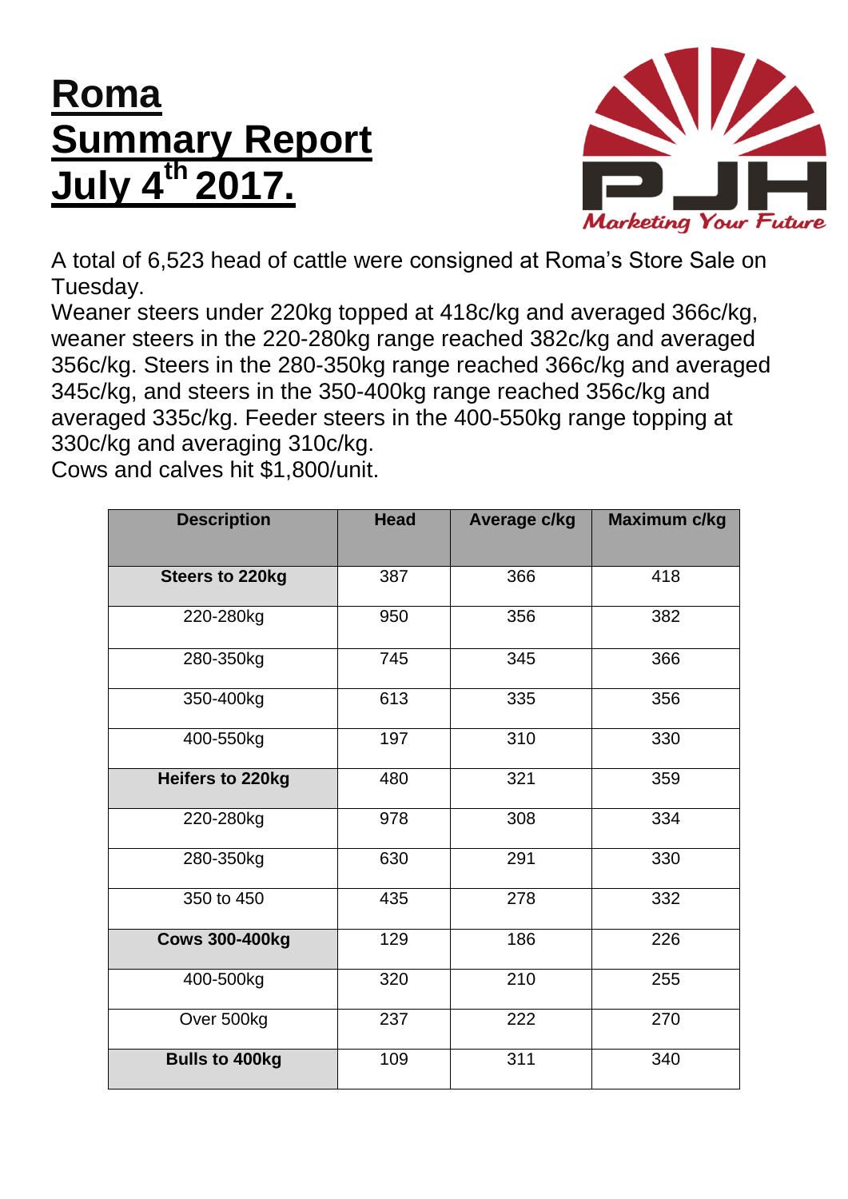# Roma Summary Report July 4th 2017.

PJH

*Marketing Your Future*

A total of 6,523 head of cattle were consigned at Roma's Store Sale on Tuesday.

Weaner steers under 220kg topped at 418c/kg and averaged 366c/kg, weaner steers in the 220-280kg range reached 382c/kg and averaged 356c/kg. Steers in the 280-350kg range reached 366c/kg and averaged 345c/kg, and steers in the 350-400kg range reached 356c/kg and averaged 335c/kg. Feeder steers in the 400-550kg range topping at 330c/kg and averaging 310c/kg.

Cows and calves hit $1,800/unit.

| Description | Head | Average c/kg | Maximum c/kg |
|---|---|---|---|
| **Steers to 220kg** | 387 | 366 | 418 |
| 220-280kg | 950 | 356 | 382 |
| 280-350kg | 745 | 345 | 366 |
| 350-400kg | 613 | 335 | 356 |
| 400-550kg | 197 | 310 | 330 |
| **Heifers to 220kg** | 480 | 321 | 359 |
| 220-280kg | 978 | 308 | 334 |
| 280-350kg | 630 | 291 | 330 |
| 350 to 450 | 435 | 278 | 332 |
| **Cows 300-400kg** | 129 | 186 | 226 |
| 400-500kg | 320 | 210 | 255 |
| Over 500kg | 237 | 222 | 270 |
| **Bulls to 400kg** | 109 | 311 | 340 |